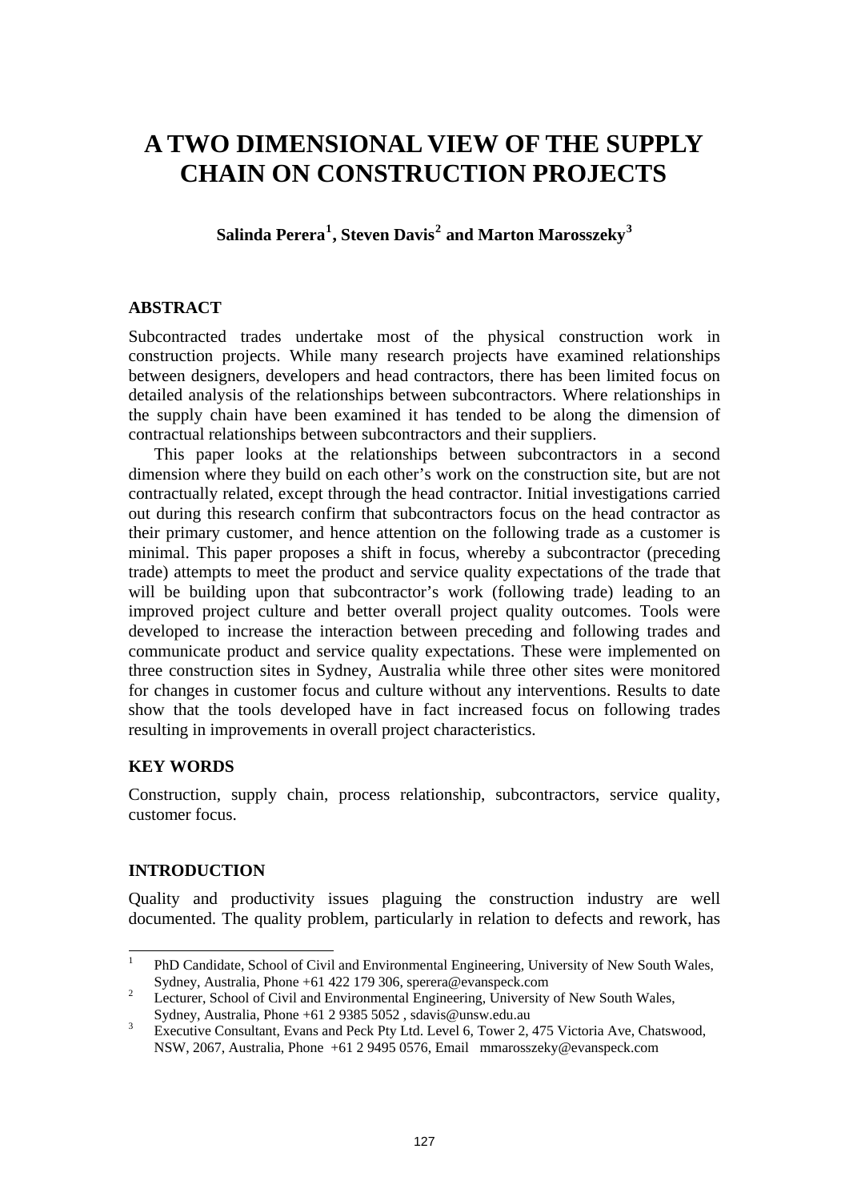# A TWO DIMENSIONAL VIEW OF THE SUPPLY CHAIN ON CONSTRUCTION PROJECTS

**Salinda Perera[1], Steven Davis[2] and Marton Marosszeky[3]**

## ABSTRACT

Subcontracted trades undertake most of the physical construction work in construction projects. While many research projects have examined relationships between designers, developers and head contractors, there has been limited focus on detailed analysis of the relationships between subcontractors. Where relationships in the supply chain have been examined it has tended to be along the dimension of contractual relationships between subcontractors and their suppliers.

This paper looks at the relationships between subcontractors in a second dimension where they build on each other's work on the construction site, but are not contractually related, except through the head contractor. Initial investigations carried out during this research confirm that subcontractors focus on the head contractor as their primary customer, and hence attention on the following trade as a customer is minimal. This paper proposes a shift in focus, whereby a subcontractor (preceding trade) attempts to meet the product and service quality expectations of the trade that will be building upon that subcontractor's work (following trade) leading to an improved project culture and better overall project quality outcomes. Tools were developed to increase the interaction between preceding and following trades and communicate product and service quality expectations. These were implemented on three construction sites in Sydney, Australia while three other sites were monitored for changes in customer focus and culture without any interventions. Results to date show that the tools developed have in fact increased focus on following trades resulting in improvements in overall project characteristics.

## KEY WORDS

Construction, supply chain, process relationship, subcontractors, service quality, customer focus.

## INTRODUCTION

Quality and productivity issues plaguing the construction industry are well documented. The quality problem, particularly in relation to defects and rework, has

---

[1] PhD Candidate, School of Civil and Environmental Engineering, University of New South Wales, Sydney, Australia, Phone +61 422 179 306, sperera@evanspeck.com

[2] Lecturer, School of Civil and Environmental Engineering, University of New South Wales, Sydney, Australia, Phone +61 2 9385 5052 , sdavis@unsw.edu.au

[3] Executive Consultant, Evans and Peck Pty Ltd. Level 6, Tower 2, 475 Victoria Ave, Chatswood, NSW, 2067, Australia, Phone +61 2 9495 0576, Email mmarosszeky@evanspeck.com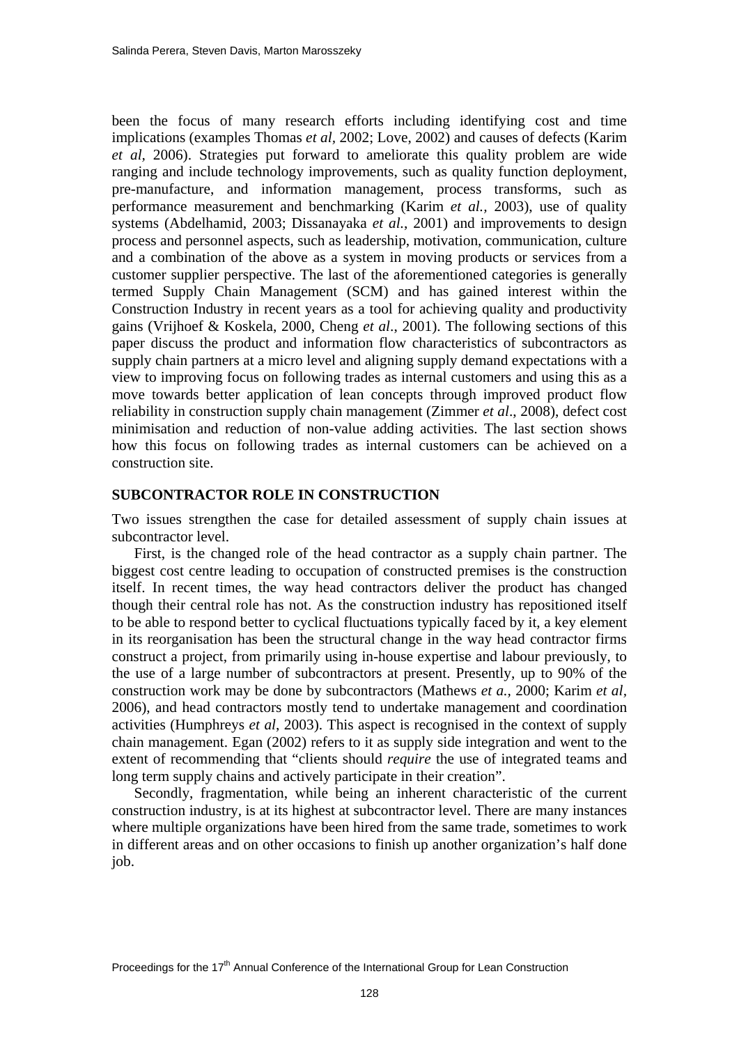been the focus of many research efforts including identifying cost and time implications (examples Thomas *et al*, 2002; Love, 2002) and causes of defects (Karim *et al*, 2006). Strategies put forward to ameliorate this quality problem are wide ranging and include technology improvements, such as quality function deployment, pre-manufacture, and information management, process transforms, such as performance measurement and benchmarking (Karim *et al.*, 2003), use of quality systems (Abdelhamid, 2003; Dissanayaka *et al.*, 2001) and improvements to design process and personnel aspects, such as leadership, motivation, communication, culture and a combination of the above as a system in moving products or services from a customer supplier perspective. The last of the aforementioned categories is generally termed Supply Chain Management (SCM) and has gained interest within the Construction Industry in recent years as a tool for achieving quality and productivity gains (Vrijhoef & Koskela, 2000, Cheng *et al*., 2001). The following sections of this paper discuss the product and information flow characteristics of subcontractors as supply chain partners at a micro level and aligning supply demand expectations with a view to improving focus on following trades as internal customers and using this as a move towards better application of lean concepts through improved product flow reliability in construction supply chain management (Zimmer *et al*., 2008), defect cost minimisation and reduction of non-value adding activities. The last section shows how this focus on following trades as internal customers can be achieved on a construction site.

## SUBCONTRACTOR ROLE IN CONSTRUCTION

Two issues strengthen the case for detailed assessment of supply chain issues at subcontractor level.

First, is the changed role of the head contractor as a supply chain partner. The biggest cost centre leading to occupation of constructed premises is the construction itself. In recent times, the way head contractors deliver the product has changed though their central role has not. As the construction industry has repositioned itself to be able to respond better to cyclical fluctuations typically faced by it, a key element in its reorganisation has been the structural change in the way head contractor firms construct a project, from primarily using in-house expertise and labour previously, to the use of a large number of subcontractors at present. Presently, up to 90% of the construction work may be done by subcontractors (Mathews *et a.*, 2000; Karim *et al*, 2006), and head contractors mostly tend to undertake management and coordination activities (Humphreys *et al*, 2003). This aspect is recognised in the context of supply chain management. Egan (2002) refers to it as supply side integration and went to the extent of recommending that "clients should *require* the use of integrated teams and long term supply chains and actively participate in their creation".

Secondly, fragmentation, while being an inherent characteristic of the current construction industry, is at its highest at subcontractor level. There are many instances where multiple organizations have been hired from the same trade, sometimes to work in different areas and on other occasions to finish up another organization's half done job.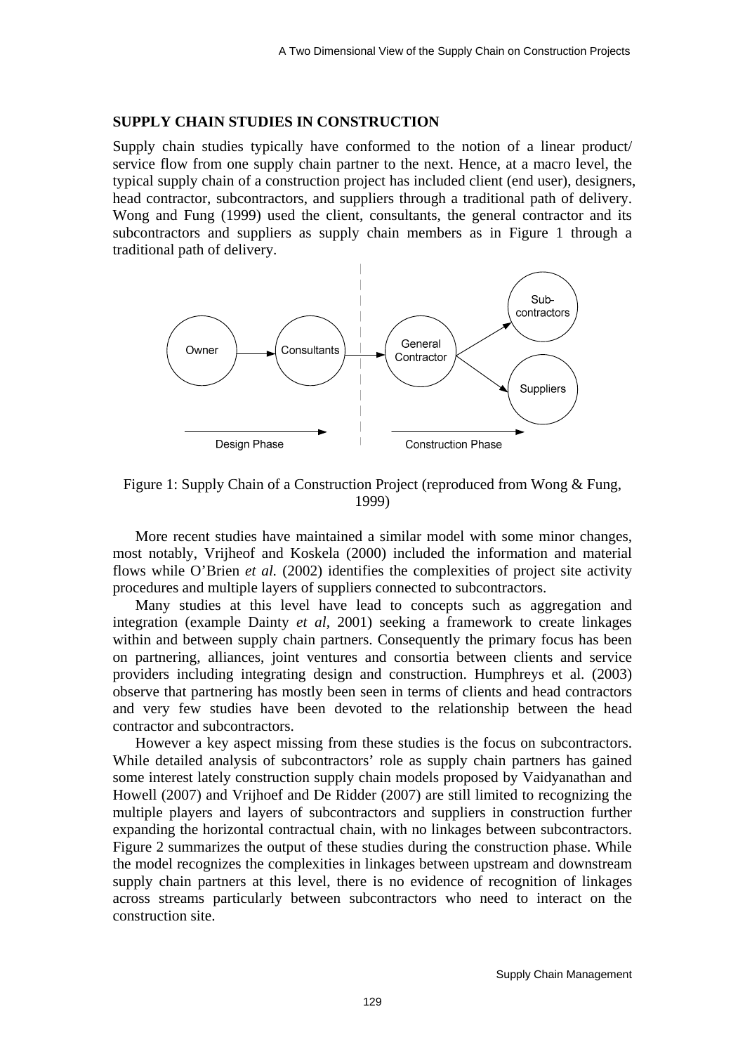## SUPPLY CHAIN STUDIES IN CONSTRUCTION

Supply chain studies typically have conformed to the notion of a linear product/ service flow from one supply chain partner to the next. Hence, at a macro level, the typical supply chain of a construction project has included client (end user), designers, head contractor, subcontractors, and suppliers through a traditional path of delivery. Wong and Fung (1999) used the client, consultants, the general contractor and its subcontractors and suppliers as supply chain members as in Figure 1 through a traditional path of delivery.

Figure 1: Supply Chain of a Construction Project (reproduced from Wong & Fung, 1999)

More recent studies have maintained a similar model with some minor changes, most notably, Vrijheof and Koskela (2000) included the information and material flows while O'Brien *et al.* (2002) identifies the complexities of project site activity procedures and multiple layers of suppliers connected to subcontractors.

Many studies at this level have lead to concepts such as aggregation and integration (example Dainty *et al*, 2001) seeking a framework to create linkages within and between supply chain partners. Consequently the primary focus has been on partnering, alliances, joint ventures and consortia between clients and service providers including integrating design and construction. Humphreys et al. (2003) observe that partnering has mostly been seen in terms of clients and head contractors and very few studies have been devoted to the relationship between the head contractor and subcontractors.

However a key aspect missing from these studies is the focus on subcontractors. While detailed analysis of subcontractors' role as supply chain partners has gained some interest lately construction supply chain models proposed by Vaidyanathan and Howell (2007) and Vrijhoef and De Ridder (2007) are still limited to recognizing the multiple players and layers of subcontractors and suppliers in construction further expanding the horizontal contractual chain, with no linkages between subcontractors. Figure 2 summarizes the output of these studies during the construction phase. While the model recognizes the complexities in linkages between upstream and downstream supply chain partners at this level, there is no evidence of recognition of linkages across streams particularly between subcontractors who need to interact on the construction site.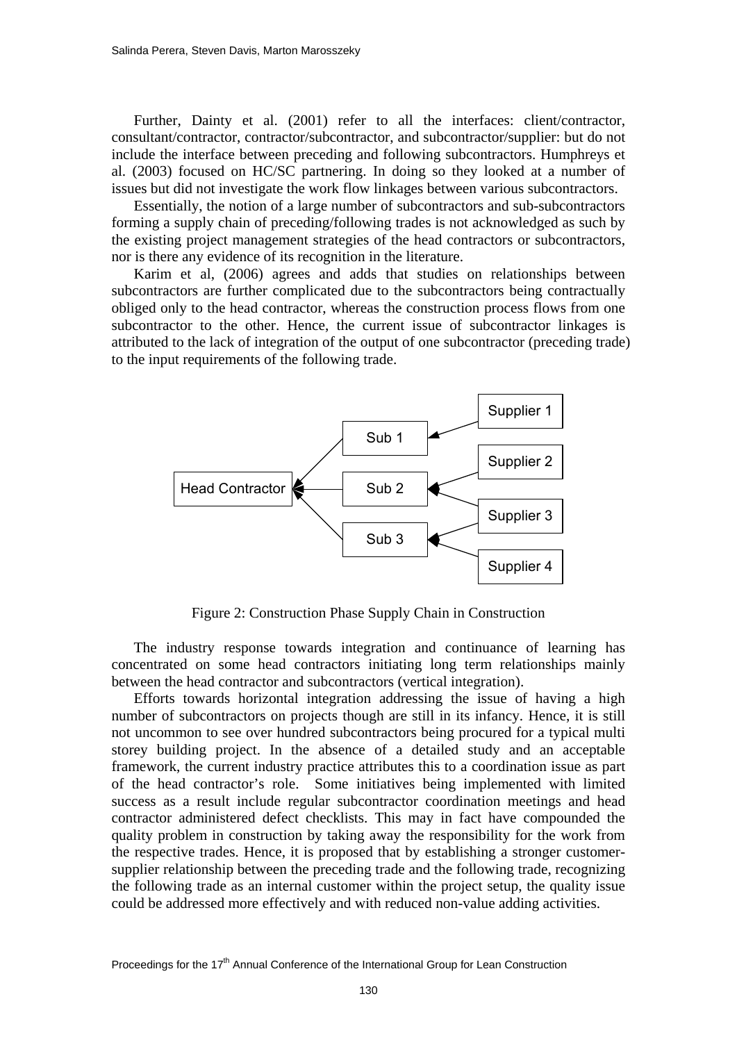Further, Dainty et al. (2001) refer to all the interfaces: client/contractor, consultant/contractor, contractor/subcontractor, and subcontractor/supplier: but do not include the interface between preceding and following subcontractors. Humphreys et al. (2003) focused on HC/SC partnering. In doing so they looked at a number of issues but did not investigate the work flow linkages between various subcontractors.

Essentially, the notion of a large number of subcontractors and sub-subcontractors forming a supply chain of preceding/following trades is not acknowledged as such by the existing project management strategies of the head contractors or subcontractors, nor is there any evidence of its recognition in the literature.

Karim et al, (2006) agrees and adds that studies on relationships between subcontractors are further complicated due to the subcontractors being contractually obliged only to the head contractor, whereas the construction process flows from one subcontractor to the other. Hence, the current issue of subcontractor linkages is attributed to the lack of integration of the output of one subcontractor (preceding trade) to the input requirements of the following trade.

Figure 2: Construction Phase Supply Chain in Construction

The industry response towards integration and continuance of learning has concentrated on some head contractors initiating long term relationships mainly between the head contractor and subcontractors (vertical integration).

Efforts towards horizontal integration addressing the issue of having a high number of subcontractors on projects though are still in its infancy. Hence, it is still not uncommon to see over hundred subcontractors being procured for a typical multi storey building project. In the absence of a detailed study and an acceptable framework, the current industry practice attributes this to a coordination issue as part of the head contractor's role. Some initiatives being implemented with limited success as a result include regular subcontractor coordination meetings and head contractor administered defect checklists. This may in fact have compounded the quality problem in construction by taking away the responsibility for the work from the respective trades. Hence, it is proposed that by establishing a stronger customer-supplier relationship between the preceding trade and the following trade, recognizing the following trade as an internal customer within the project setup, the quality issue could be addressed more effectively and with reduced non-value adding activities.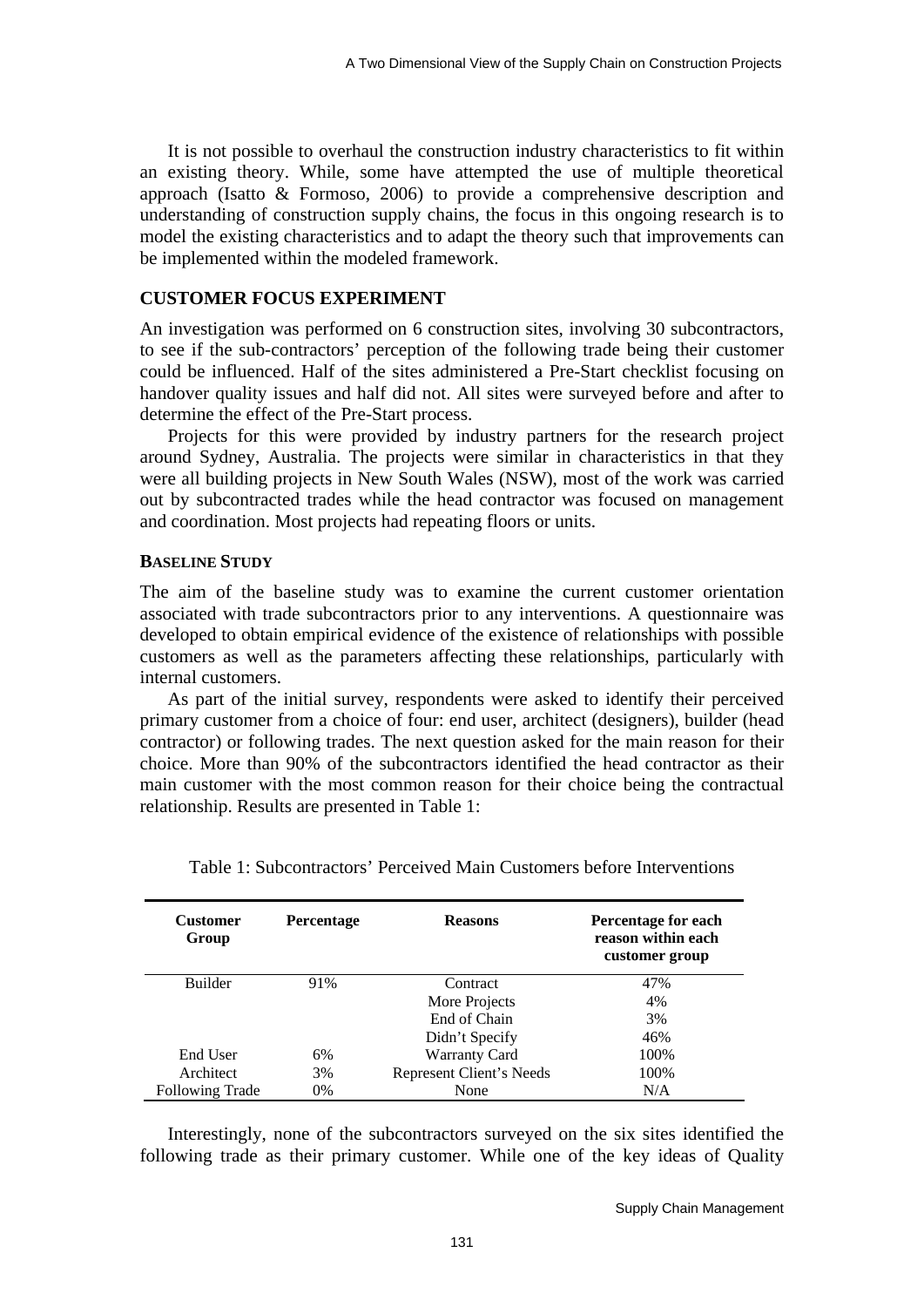It is not possible to overhaul the construction industry characteristics to fit within an existing theory. While, some have attempted the use of multiple theoretical approach (Isatto & Formoso, 2006) to provide a comprehensive description and understanding of construction supply chains, the focus in this ongoing research is to model the existing characteristics and to adapt the theory such that improvements can be implemented within the modeled framework.

## CUSTOMER FOCUS EXPERIMENT

An investigation was performed on 6 construction sites, involving 30 subcontractors, to see if the sub-contractors' perception of the following trade being their customer could be influenced. Half of the sites administered a Pre-Start checklist focusing on handover quality issues and half did not. All sites were surveyed before and after to determine the effect of the Pre-Start process.

Projects for this were provided by industry partners for the research project around Sydney, Australia. The projects were similar in characteristics in that they were all building projects in New South Wales (NSW), most of the work was carried out by subcontracted trades while the head contractor was focused on management and coordination. Most projects had repeating floors or units.

### BASELINE STUDY

The aim of the baseline study was to examine the current customer orientation associated with trade subcontractors prior to any interventions. A questionnaire was developed to obtain empirical evidence of the existence of relationships with possible customers as well as the parameters affecting these relationships, particularly with internal customers.

As part of the initial survey, respondents were asked to identify their perceived primary customer from a choice of four: end user, architect (designers), builder (head contractor) or following trades. The next question asked for the main reason for their choice. More than 90% of the subcontractors identified the head contractor as their main customer with the most common reason for their choice being the contractual relationship. Results are presented in Table 1:

Table 1: Subcontractors' Perceived Main Customers before Interventions

| Customer Group | Percentage | Reasons | Percentage for each reason within each customer group |
|---|---|---|---|
| Builder | 91% | Contract | 47% |
| | | More Projects | 4% |
| | | End of Chain | 3% |
| | | Didn't Specify | 46% |
| End User | 6% | Warranty Card | 100% |
| Architect | 3% | Represent Client's Needs | 100% |
| Following Trade | 0% | None | N/A |

Interestingly, none of the subcontractors surveyed on the six sites identified the following trade as their primary customer. While one of the key ideas of Quality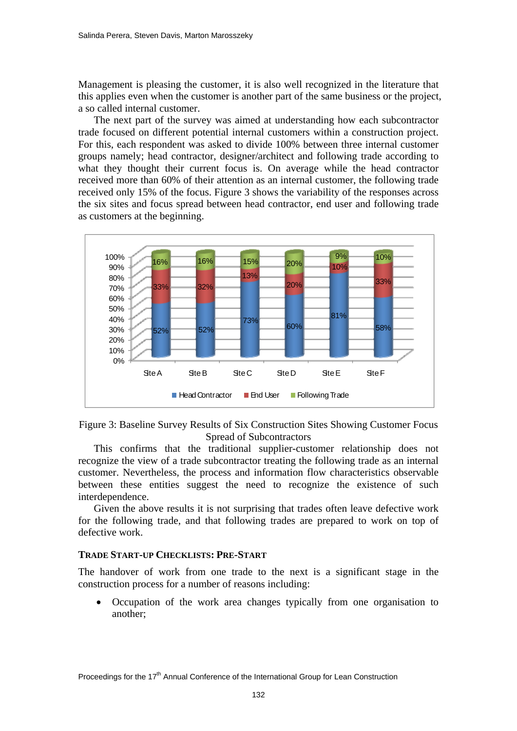Management is pleasing the customer, it is also well recognized in the literature that this applies even when the customer is another part of the same business or the project, a so called internal customer.

The next part of the survey was aimed at understanding how each subcontractor trade focused on different potential internal customers within a construction project. For this, each respondent was asked to divide 100% between three internal customer groups namely; head contractor, designer/architect and following trade according to what they thought their current focus is. On average while the head contractor received more than 60% of their attention as an internal customer, the following trade received only 15% of the focus. Figure 3 shows the variability of the responses across the six sites and focus spread between head contractor, end user and following trade as customers at the beginning.

| | Site A | Site B | Site C | Site D | Site E | Site F |
|---|---|---|---|---|---|---|
| Head Contractor | 52% | 52% | 73% | 60% | 81% | 58% |
| End User | 33% | 32% | 13% | 20% | 10% | 33% |
| Following Trade | 16% | 16% | 15% | 20% | 9% | 10% |

Figure 3: Baseline Survey Results of Six Construction Sites Showing Customer Focus Spread of Subcontractors

This confirms that the traditional supplier-customer relationship does not recognize the view of a trade subcontractor treating the following trade as an internal customer. Nevertheless, the process and information flow characteristics observable between these entities suggest the need to recognize the existence of such interdependence.

Given the above results it is not surprising that trades often leave defective work for the following trade, and that following trades are prepared to work on top of defective work.

### TRADE START-UP CHECKLISTS: PRE-START

The handover of work from one trade to the next is a significant stage in the construction process for a number of reasons including:

- Occupation of the work area changes typically from one organisation to another;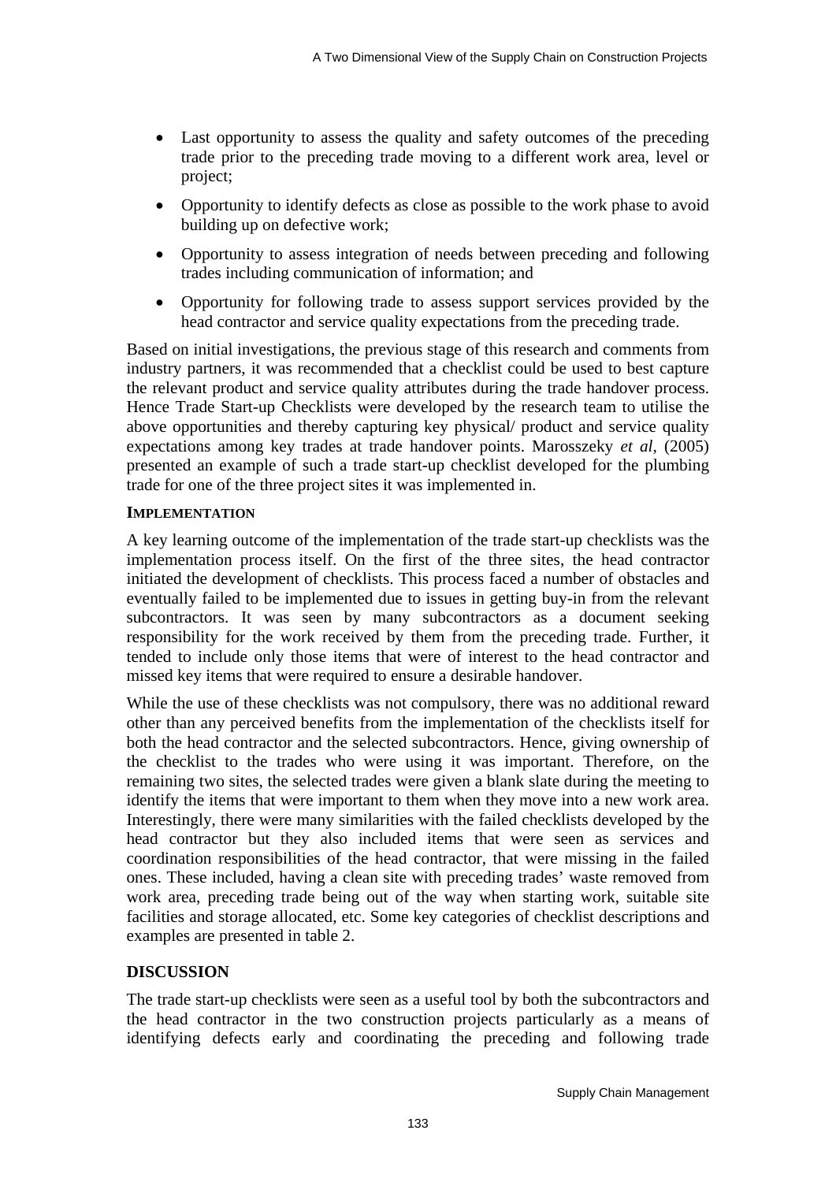- Last opportunity to assess the quality and safety outcomes of the preceding trade prior to the preceding trade moving to a different work area, level or project;
- Opportunity to identify defects as close as possible to the work phase to avoid building up on defective work;
- Opportunity to assess integration of needs between preceding and following trades including communication of information; and
- Opportunity for following trade to assess support services provided by the head contractor and service quality expectations from the preceding trade.

Based on initial investigations, the previous stage of this research and comments from industry partners, it was recommended that a checklist could be used to best capture the relevant product and service quality attributes during the trade handover process. Hence Trade Start-up Checklists were developed by the research team to utilise the above opportunities and thereby capturing key physical/ product and service quality expectations among key trades at trade handover points. Marosszeky *et al*, (2005) presented an example of such a trade start-up checklist developed for the plumbing trade for one of the three project sites it was implemented in.

#### IMPLEMENTATION

A key learning outcome of the implementation of the trade start-up checklists was the implementation process itself. On the first of the three sites, the head contractor initiated the development of checklists. This process faced a number of obstacles and eventually failed to be implemented due to issues in getting buy-in from the relevant subcontractors. It was seen by many subcontractors as a document seeking responsibility for the work received by them from the preceding trade. Further, it tended to include only those items that were of interest to the head contractor and missed key items that were required to ensure a desirable handover.

While the use of these checklists was not compulsory, there was no additional reward other than any perceived benefits from the implementation of the checklists itself for both the head contractor and the selected subcontractors. Hence, giving ownership of the checklist to the trades who were using it was important. Therefore, on the remaining two sites, the selected trades were given a blank slate during the meeting to identify the items that were important to them when they move into a new work area. Interestingly, there were many similarities with the failed checklists developed by the head contractor but they also included items that were seen as services and coordination responsibilities of the head contractor, that were missing in the failed ones. These included, having a clean site with preceding trades' waste removed from work area, preceding trade being out of the way when starting work, suitable site facilities and storage allocated, etc. Some key categories of checklist descriptions and examples are presented in table 2.

## DISCUSSION

The trade start-up checklists were seen as a useful tool by both the subcontractors and the head contractor in the two construction projects particularly as a means of identifying defects early and coordinating the preceding and following trade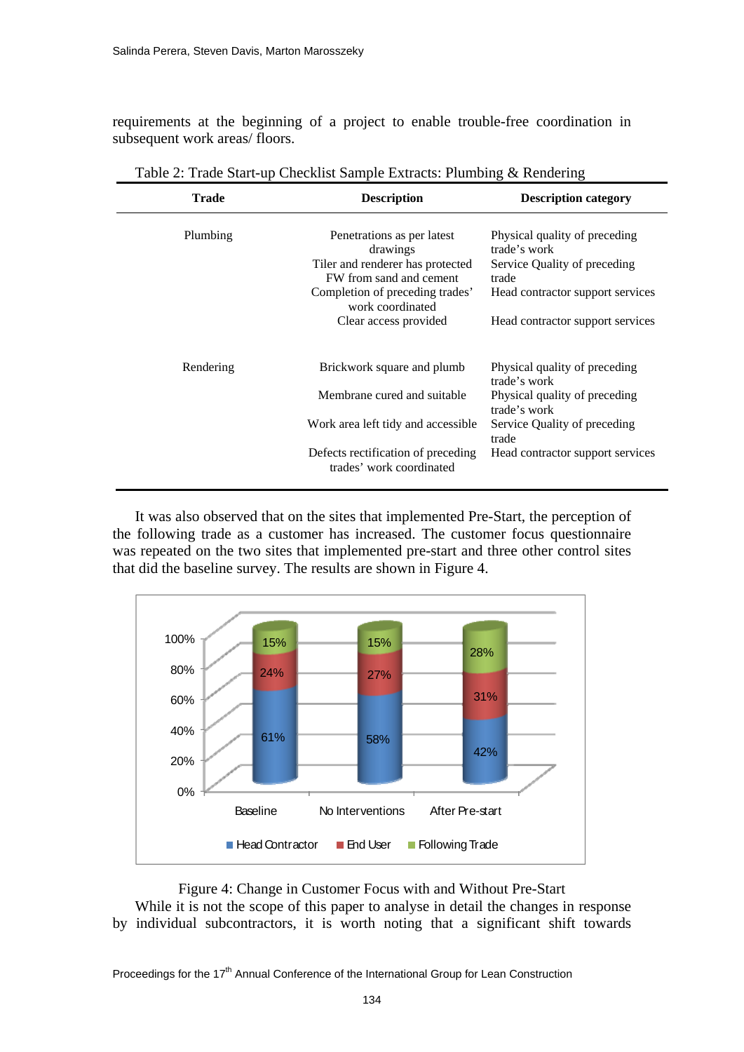requirements at the beginning of a project to enable trouble-free coordination in subsequent work areas/ floors.

Table 2: Trade Start-up Checklist Sample Extracts: Plumbing & Rendering

| Trade | Description | Description category |
|---|---|---|
| Plumbing | Penetrations as per latest drawings | Physical quality of preceding trade's work |
| | Tiler and renderer has protected FW from sand and cement | Service Quality of preceding trade |
| | Completion of preceding trades' work coordinated | Head contractor support services |
| | Clear access provided | Head contractor support services |
| Rendering | Brickwork square and plumb | Physical quality of preceding trade's work |
| | Membrane cured and suitable | Physical quality of preceding trade's work |
| | Work area left tidy and accessible | Service Quality of preceding trade |
| | Defects rectification of preceding trades' work coordinated | Head contractor support services |

It was also observed that on the sites that implemented Pre-Start, the perception of the following trade as a customer has increased. The customer focus questionnaire was repeated on the two sites that implemented pre-start and three other control sites that did the baseline survey. The results are shown in Figure 4.

| | Baseline | No Interventions | After Pre-start |
|---|---|---|---|
| Head Contractor | 61% | 58% | 42% |
| End User | 24% | 27% | 31% |
| Following Trade | 15% | 15% | 28% |

Figure 4: Change in Customer Focus with and Without Pre-Start

While it is not the scope of this paper to analyse in detail the changes in response by individual subcontractors, it is worth noting that a significant shift towards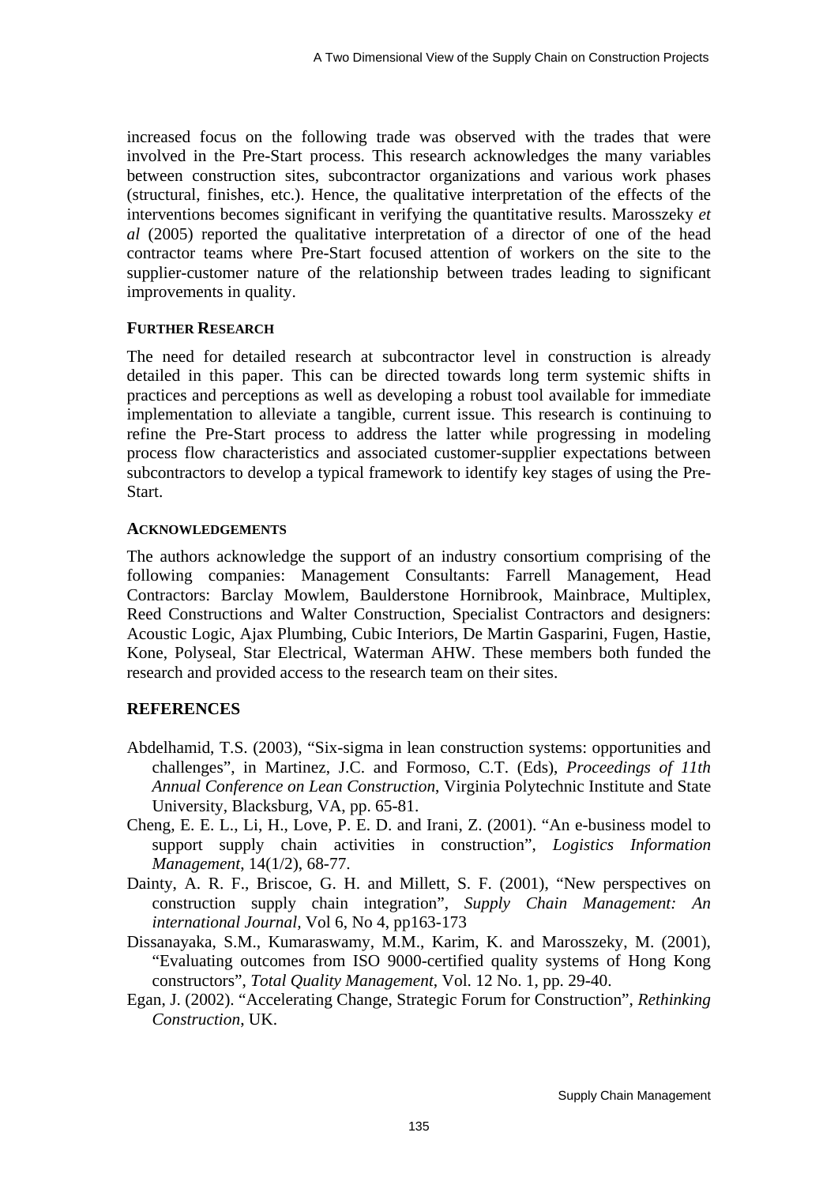increased focus on the following trade was observed with the trades that were involved in the Pre-Start process. This research acknowledges the many variables between construction sites, subcontractor organizations and various work phases (structural, finishes, etc.). Hence, the qualitative interpretation of the effects of the interventions becomes significant in verifying the quantitative results. Marosszeky *et al* (2005) reported the qualitative interpretation of a director of one of the head contractor teams where Pre-Start focused attention of workers on the site to the supplier-customer nature of the relationship between trades leading to significant improvements in quality.

### FURTHER RESEARCH

The need for detailed research at subcontractor level in construction is already detailed in this paper. This can be directed towards long term systemic shifts in practices and perceptions as well as developing a robust tool available for immediate implementation to alleviate a tangible, current issue. This research is continuing to refine the Pre-Start process to address the latter while progressing in modeling process flow characteristics and associated customer-supplier expectations between subcontractors to develop a typical framework to identify key stages of using the Pre-Start.

### ACKNOWLEDGEMENTS

The authors acknowledge the support of an industry consortium comprising of the following companies: Management Consultants: Farrell Management, Head Contractors: Barclay Mowlem, Baulderstone Hornibrook, Mainbrace, Multiplex, Reed Constructions and Walter Construction, Specialist Contractors and designers: Acoustic Logic, Ajax Plumbing, Cubic Interiors, De Martin Gasparini, Fugen, Hastie, Kone, Polyseal, Star Electrical, Waterman AHW. These members both funded the research and provided access to the research team on their sites.

## REFERENCES

Abdelhamid, T.S. (2003), "Six-sigma in lean construction systems: opportunities and challenges", in Martinez, J.C. and Formoso, C.T. (Eds), *Proceedings of 11th Annual Conference on Lean Construction*, Virginia Polytechnic Institute and State University, Blacksburg, VA, pp. 65-81.

Cheng, E. E. L., Li, H., Love, P. E. D. and Irani, Z. (2001). "An e-business model to support supply chain activities in construction", *Logistics Information Management*, 14(1/2), 68-77.

Dainty, A. R. F., Briscoe, G. H. and Millett, S. F. (2001), "New perspectives on construction supply chain integration", *Supply Chain Management: An international Journal*, Vol 6, No 4, pp163-173

Dissanayaka, S.M., Kumaraswamy, M.M., Karim, K. and Marosszeky, M. (2001), "Evaluating outcomes from ISO 9000-certified quality systems of Hong Kong constructors", *Total Quality Management*, Vol. 12 No. 1, pp. 29-40.

Egan, J. (2002). "Accelerating Change, Strategic Forum for Construction", *Rethinking Construction*, UK.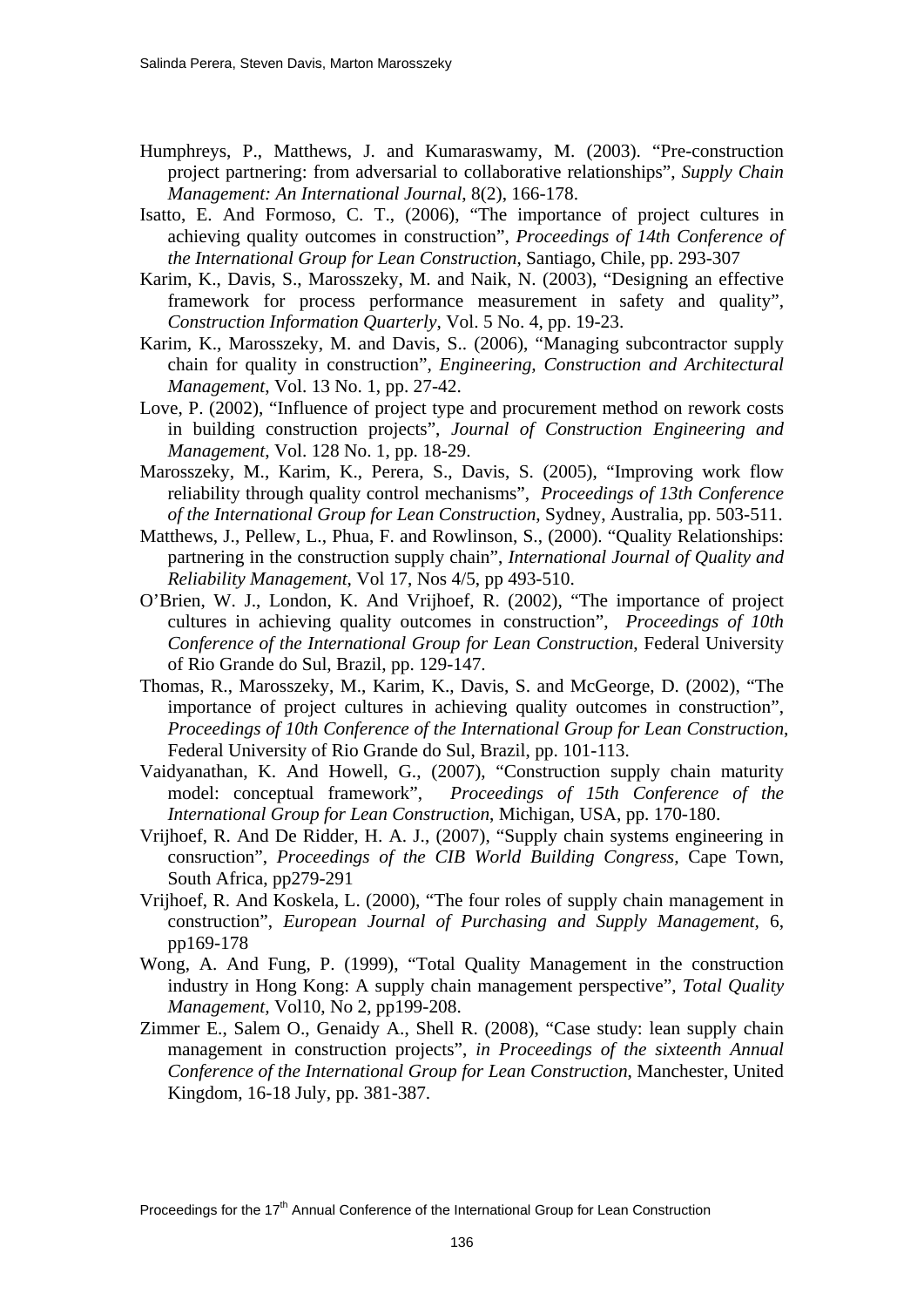Humphreys, P., Matthews, J. and Kumaraswamy, M. (2003). "Pre-construction project partnering: from adversarial to collaborative relationships", *Supply Chain Management: An International Journal*, 8(2), 166-178.

Isatto, E. And Formoso, C. T., (2006), "The importance of project cultures in achieving quality outcomes in construction", *Proceedings of 14th Conference of the International Group for Lean Construction*, Santiago, Chile, pp. 293-307

Karim, K., Davis, S., Marosszeky, M. and Naik, N. (2003), "Designing an effective framework for process performance measurement in safety and quality", *Construction Information Quarterly*, Vol. 5 No. 4, pp. 19-23.

Karim, K., Marosszeky, M. and Davis, S.. (2006), "Managing subcontractor supply chain for quality in construction", *Engineering, Construction and Architectural Management*, Vol. 13 No. 1, pp. 27-42.

Love, P. (2002), "Influence of project type and procurement method on rework costs in building construction projects", *Journal of Construction Engineering and Management*, Vol. 128 No. 1, pp. 18-29.

Marosszeky, M., Karim, K., Perera, S., Davis, S. (2005), "Improving work flow reliability through quality control mechanisms", *Proceedings of 13th Conference of the International Group for Lean Construction*, Sydney, Australia, pp. 503-511.

Matthews, J., Pellew, L., Phua, F. and Rowlinson, S., (2000). "Quality Relationships: partnering in the construction supply chain", *International Journal of Quality and Reliability Management*, Vol 17, Nos 4/5, pp 493-510.

O'Brien, W. J., London, K. And Vrijhoef, R. (2002), "The importance of project cultures in achieving quality outcomes in construction", *Proceedings of 10th Conference of the International Group for Lean Construction*, Federal University of Rio Grande do Sul, Brazil, pp. 129-147.

Thomas, R., Marosszeky, M., Karim, K., Davis, S. and McGeorge, D. (2002), "The importance of project cultures in achieving quality outcomes in construction", *Proceedings of 10th Conference of the International Group for Lean Construction*, Federal University of Rio Grande do Sul, Brazil, pp. 101-113.

Vaidyanathan, K. And Howell, G., (2007), "Construction supply chain maturity model: conceptual framework", *Proceedings of 15th Conference of the International Group for Lean Construction*, Michigan, USA, pp. 170-180.

Vrijhoef, R. And De Ridder, H. A. J., (2007), "Supply chain systems engineering in consruction", *Proceedings of the CIB World Building Congress*, Cape Town, South Africa, pp279-291

Vrijhoef, R. And Koskela, L. (2000), "The four roles of supply chain management in construction", *European Journal of Purchasing and Supply Management*, 6, pp169-178

Wong, A. And Fung, P. (1999), "Total Quality Management in the construction industry in Hong Kong: A supply chain management perspective", *Total Quality Management*, Vol10, No 2, pp199-208.

Zimmer E., Salem O., Genaidy A., Shell R. (2008), "Case study: lean supply chain management in construction projects", *in Proceedings of the sixteenth Annual Conference of the International Group for Lean Construction*, Manchester, United Kingdom, 16-18 July, pp. 381-387.